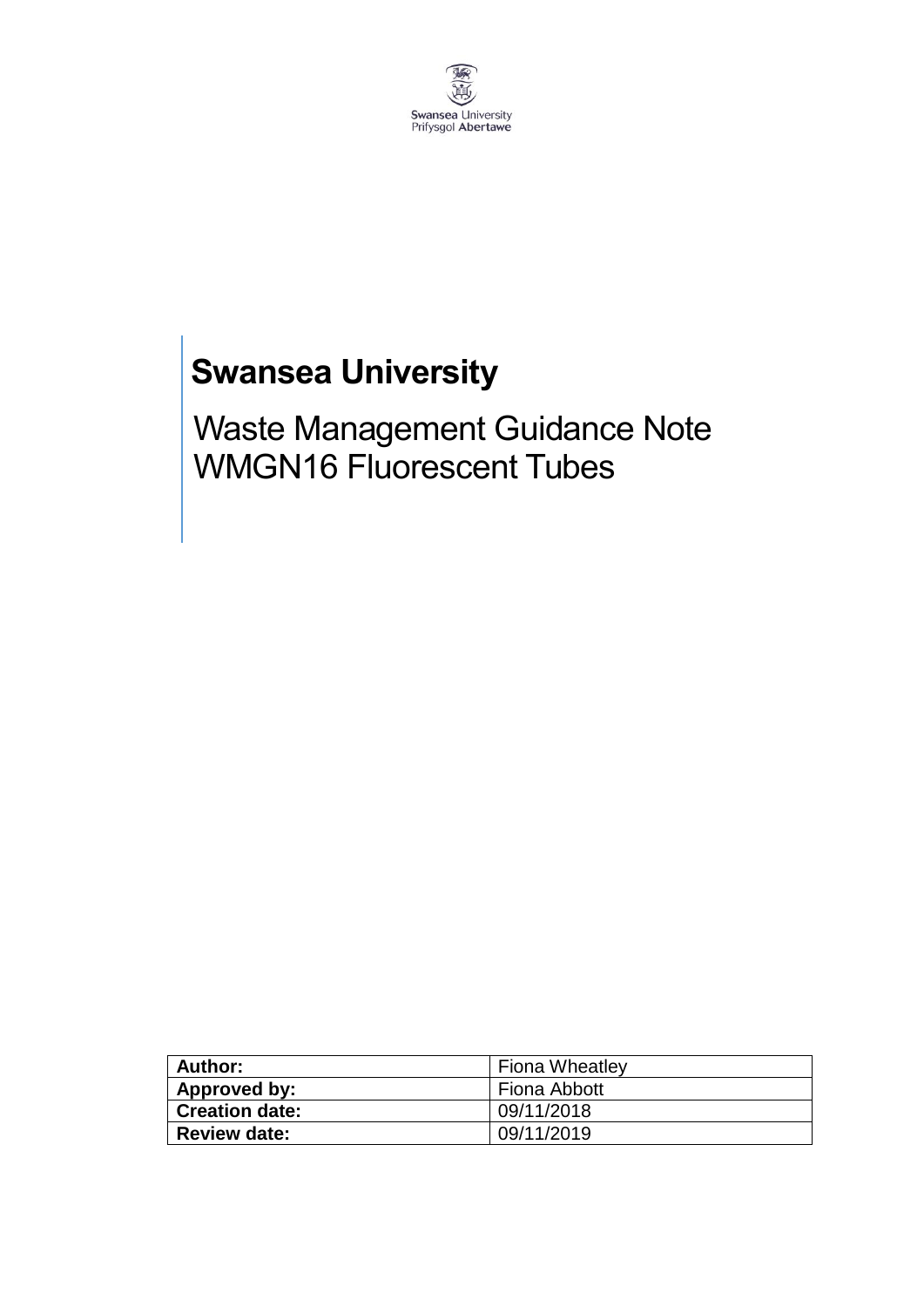Swansea University
Prifysgol Abertawe

# Swansea University

## Waste Management Guidance Note WMGN16 Fluorescent Tubes

| **Author:** | Fiona Wheatley |
|---|---|
| **Approved by:** | Fiona Abbott |
| **Creation date:** | 09/11/2018 |
| **Review date:** | 09/11/2019 |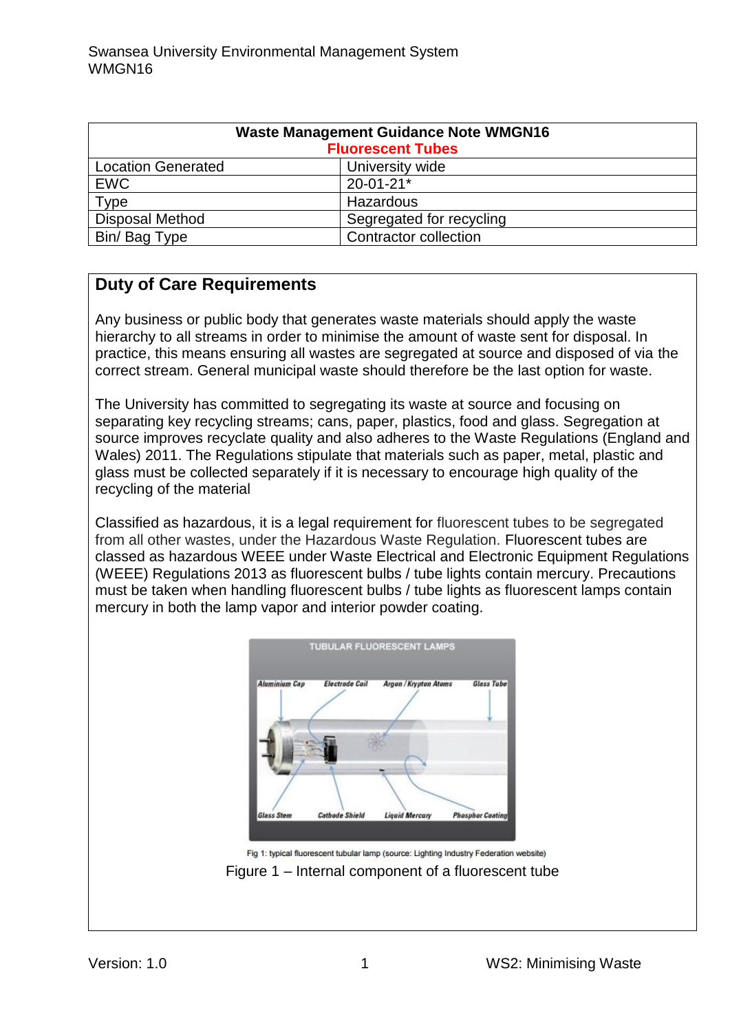| Waste Management Guidance Note WMGN16<br>Fluorescent Tubes | |
|---|---|
| Location Generated | University wide |
| EWC | 20-01-21* |
| Type | Hazardous |
| Disposal Method | Segregated for recycling |
| Bin/ Bag Type | Contractor collection |

## Duty of Care Requirements

Any business or public body that generates waste materials should apply the waste hierarchy to all streams in order to minimise the amount of waste sent for disposal. In practice, this means ensuring all wastes are segregated at source and disposed of via the correct stream. General municipal waste should therefore be the last option for waste.

The University has committed to segregating its waste at source and focusing on separating key recycling streams; cans, paper, plastics, food and glass. Segregation at source improves recyclate quality and also adheres to the Waste Regulations (England and Wales) 2011. The Regulations stipulate that materials such as paper, metal, plastic and glass must be collected separately if it is necessary to encourage high quality of the recycling of the material

Classified as hazardous, it is a legal requirement for fluorescent tubes to be segregated from all other wastes, under the Hazardous Waste Regulation. Fluorescent tubes are classed as hazardous WEEE under Waste Electrical and Electronic Equipment Regulations (WEEE) Regulations 2013 as fluorescent bulbs / tube lights contain mercury. Precautions must be taken when handling fluorescent bulbs / tube lights as fluorescent lamps contain mercury in both the lamp vapor and interior powder coating.

Fig 1: typical fluorescent tubular lamp (source: Lighting Industry Federation website)

Figure 1 – Internal component of a fluorescent tube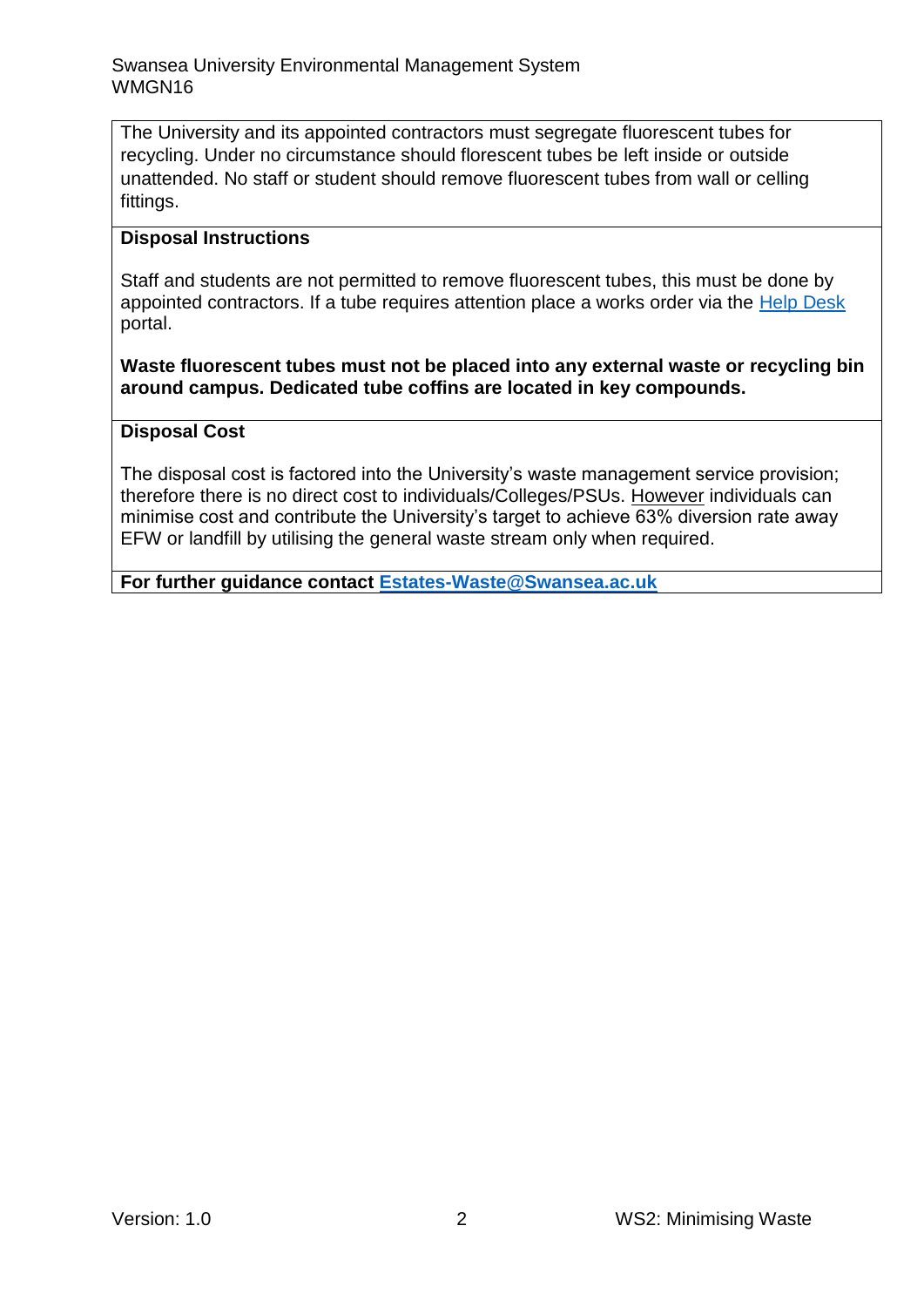The University and its appointed contractors must segregate fluorescent tubes for recycling. Under no circumstance should florescent tubes be left inside or outside unattended. No staff or student should remove fluorescent tubes from wall or celling fittings.

**Disposal Instructions**

Staff and students are not permitted to remove fluorescent tubes, this must be done by appointed contractors. If a tube requires attention place a works order via the Help Desk portal.

**Waste fluorescent tubes must not be placed into any external waste or recycling bin around campus. Dedicated tube coffins are located in key compounds.**

**Disposal Cost**

The disposal cost is factored into the University's waste management service provision; therefore there is no direct cost to individuals/Colleges/PSUs. However individuals can minimise cost and contribute the University's target to achieve 63% diversion rate away EFW or landfill by utilising the general waste stream only when required.

**For further guidance contact Estates-Waste@Swansea.ac.uk**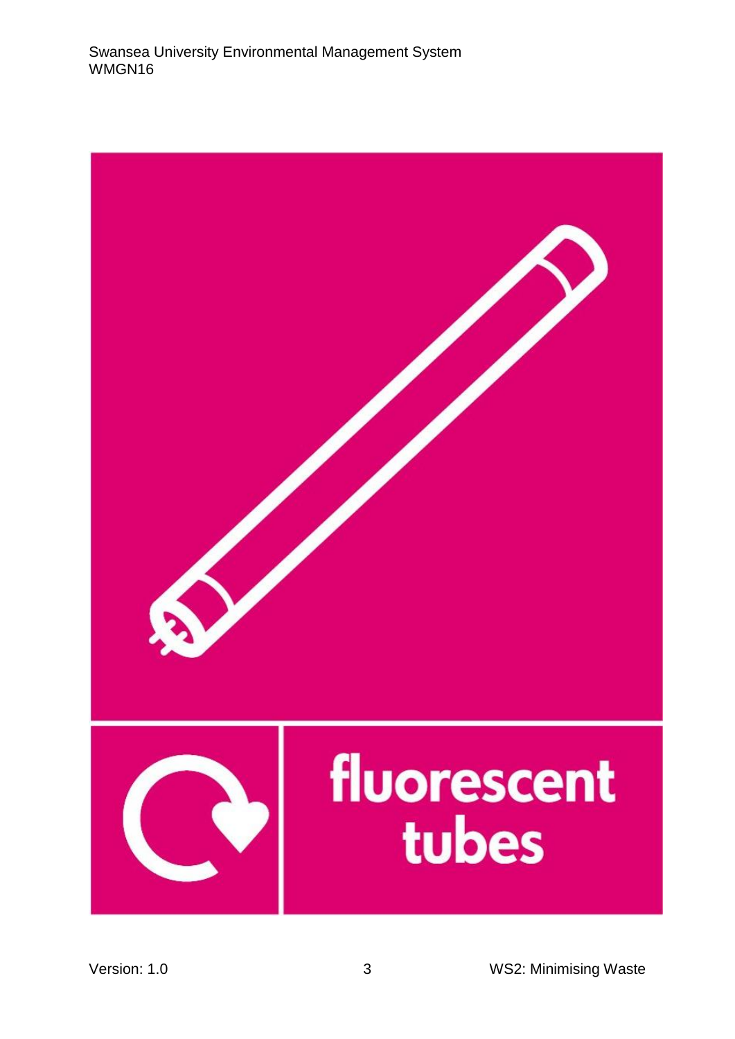fluorescent tubes